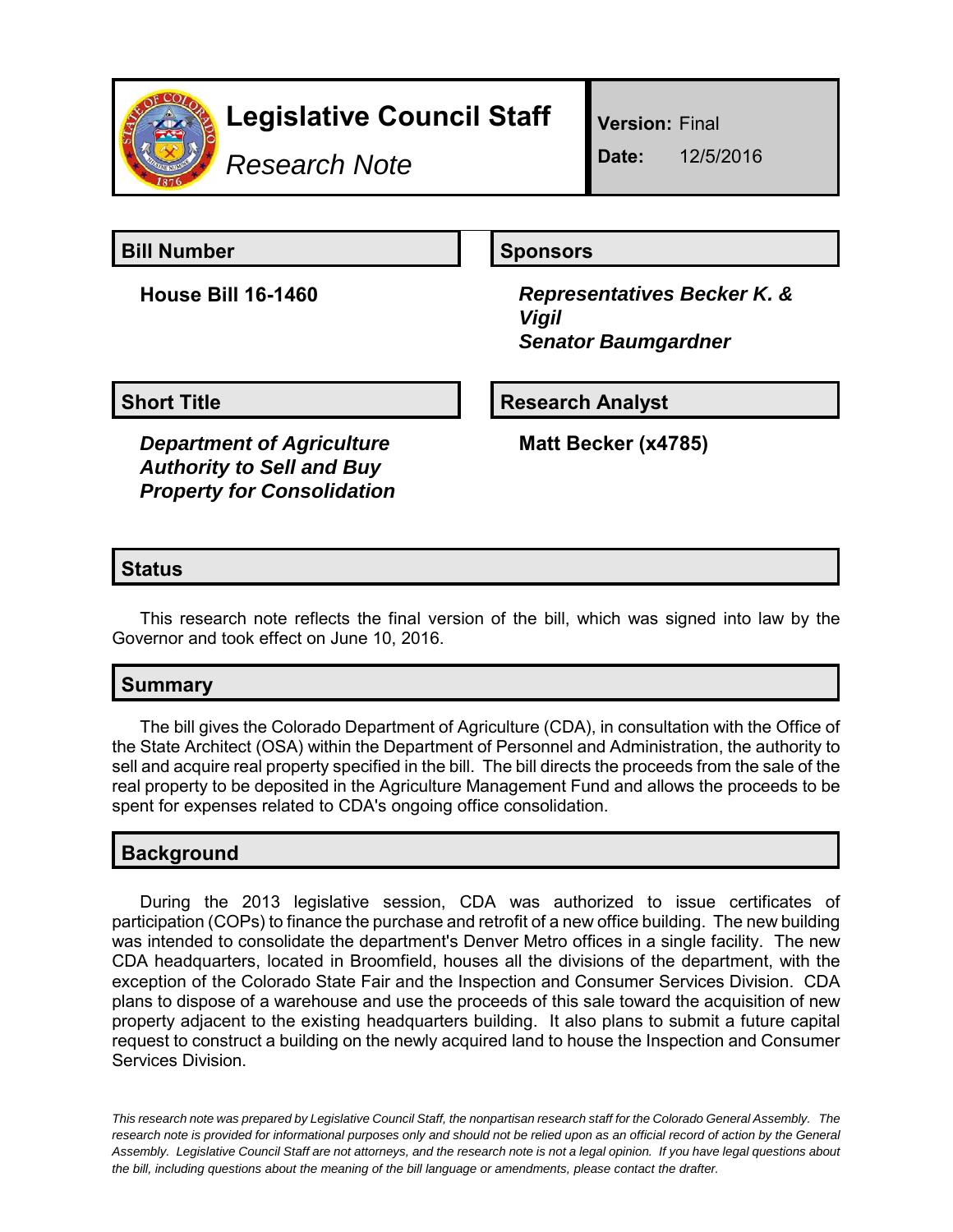# Legislative Council Staff

*Research Note*

**Version:** Final

**Date:** 12/5/2016

## Bill Number

**House Bill 16-1460**

## Sponsors

***Representatives Becker K. & Vigil***

***Senator Baumgardner***

## Short Title

***Department of Agriculture Authority to Sell and Buy Property for Consolidation***

## Research Analyst

**Matt Becker (x4785)**

## Status

This research note reflects the final version of the bill, which was signed into law by the Governor and took effect on June 10, 2016.

## Summary

The bill gives the Colorado Department of Agriculture (CDA), in consultation with the Office of the State Architect (OSA) within the Department of Personnel and Administration, the authority to sell and acquire real property specified in the bill. The bill directs the proceeds from the sale of the real property to be deposited in the Agriculture Management Fund and allows the proceeds to be spent for expenses related to CDA's ongoing office consolidation.

## Background

During the 2013 legislative session, CDA was authorized to issue certificates of participation (COPs) to finance the purchase and retrofit of a new office building. The new building was intended to consolidate the department's Denver Metro offices in a single facility. The new CDA headquarters, located in Broomfield, houses all the divisions of the department, with the exception of the Colorado State Fair and the Inspection and Consumer Services Division. CDA plans to dispose of a warehouse and use the proceeds of this sale toward the acquisition of new property adjacent to the existing headquarters building. It also plans to submit a future capital request to construct a building on the newly acquired land to house the Inspection and Consumer Services Division.

*This research note was prepared by Legislative Council Staff, the nonpartisan research staff for the Colorado General Assembly. The research note is provided for informational purposes only and should not be relied upon as an official record of action by the General Assembly. Legislative Council Staff are not attorneys, and the research note is not a legal opinion. If you have legal questions about the bill, including questions about the meaning of the bill language or amendments, please contact the drafter.*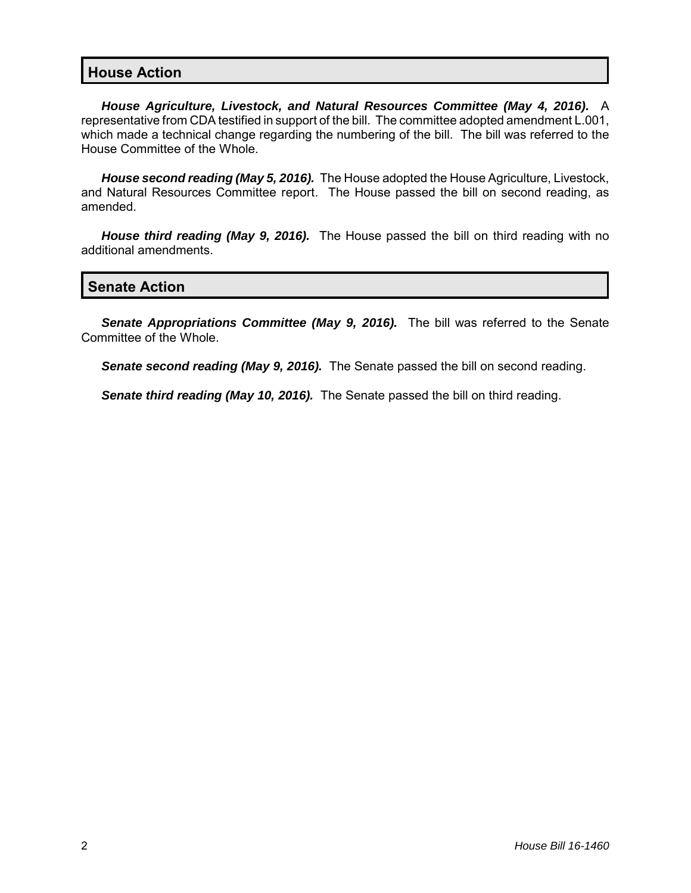## House Action

***House Agriculture, Livestock, and Natural Resources Committee (May 4, 2016).*** A representative from CDA testified in support of the bill. The committee adopted amendment L.001, which made a technical change regarding the numbering of the bill. The bill was referred to the House Committee of the Whole.

***House second reading (May 5, 2016).*** The House adopted the House Agriculture, Livestock, and Natural Resources Committee report. The House passed the bill on second reading, as amended.

***House third reading (May 9, 2016).*** The House passed the bill on third reading with no additional amendments.

## Senate Action

***Senate Appropriations Committee (May 9, 2016).*** The bill was referred to the Senate Committee of the Whole.

***Senate second reading (May 9, 2016).*** The Senate passed the bill on second reading.

***Senate third reading (May 10, 2016).*** The Senate passed the bill on third reading.